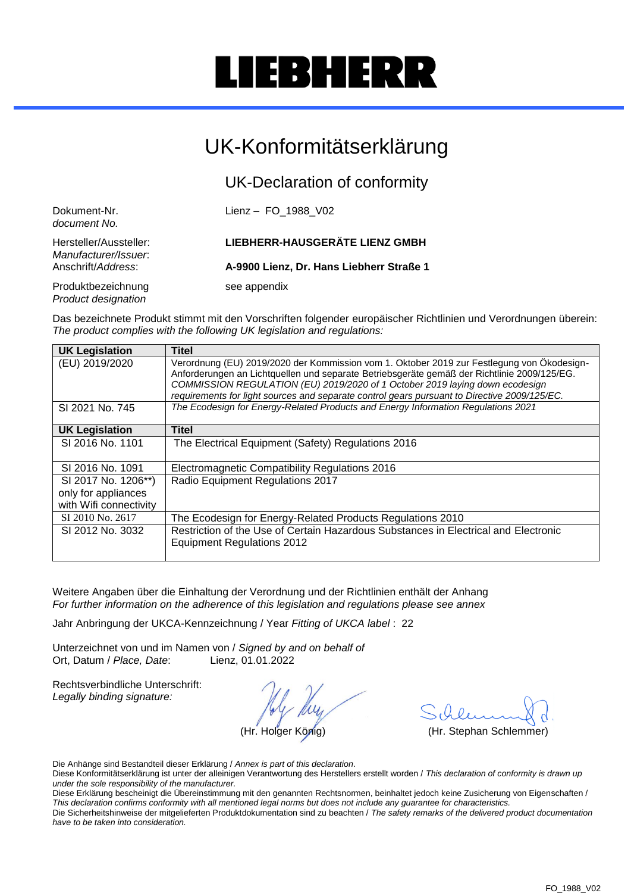# LIEBHERR

# UK-Konformitätserklärung

## UK-Declaration of conformity

Dokument-Nr.
*document No.* Lienz – FO_1988_V02

Hersteller/Aussteller:
*Manufacturer/Issuer*: **LIEBHERR-HAUSGERÄTE LIENZ GMBH**

Anschrift/*Address*: **A-9900 Lienz, Dr. Hans Liebherr Straße 1**

Produktbezeichnung
*Product designation* see appendix

Das bezeichnete Produkt stimmt mit den Vorschriften folgender europäischer Richtlinien und Verordnungen überein:
*The product complies with the following UK legislation and regulations:*

| **UK Legislation** | **Titel** |
|---|---|
| (EU) 2019/2020 | Verordnung (EU) 2019/2020 der Kommission vom 1. Oktober 2019 zur Festlegung von Ökodesign-Anforderungen an Lichtquellen und separate Betriebsgeräte gemäß der Richtlinie 2009/125/EG. *COMMISSION REGULATION (EU) 2019/2020 of 1 October 2019 laying down ecodesign requirements for light sources and separate control gears pursuant to Directive 2009/125/EC.* |
| SI 2021 No. 745 | *The Ecodesign for Energy-Related Products and Energy Information Regulations 2021* |
| **UK Legislation** | **Titel** |
| SI 2016 No. 1101 | The Electrical Equipment (Safety) Regulations 2016 |
| SI 2016 No. 1091 | Electromagnetic Compatibility Regulations 2016 |
| SI 2017 No. 1206**) only for appliances with Wifi connectivity | Radio Equipment Regulations 2017 |
| SI 2010 No. 2617 | The Ecodesign for Energy-Related Products Regulations 2010 |
| SI 2012 No. 3032 | Restriction of the Use of Certain Hazardous Substances in Electrical and Electronic Equipment Regulations 2012 |

Weitere Angaben über die Einhaltung der Verordnung und der Richtlinien enthält der Anhang
*For further information on the adherence of this legislation and regulations please see annex*

Jahr Anbringung der UKCA-Kennzeichnung / Year *Fitting of UKCA label* : 22

Unterzeichnet von und im Namen von / *Signed by and on behalf of*
Ort, Datum / *Place, Date*: Lienz, 01.01.2022

Rechtsverbindliche Unterschrift:
*Legally binding signature:*

(Hr. Holger König) (Hr. Stephan Schlemmer)

Die Anhänge sind Bestandteil dieser Erklärung / *Annex is part of this declaration*.
Diese Konformitätserklärung ist unter der alleinigen Verantwortung des Herstellers erstellt worden / *This declaration of conformity is drawn up under the sole responsibility of the manufacturer.*
Diese Erklärung bescheinigt die Übereinstimmung mit den genannten Rechtsnormen, beinhaltet jedoch keine Zusicherung von Eigenschaften / *This declaration confirms conformity with all mentioned legal norms but does not include any guarantee for characteristics.*
Die Sicherheitshinweise der mitgelieferten Produktdokumentation sind zu beachten / *The safety remarks of the delivered product documentation have to be taken into consideration.*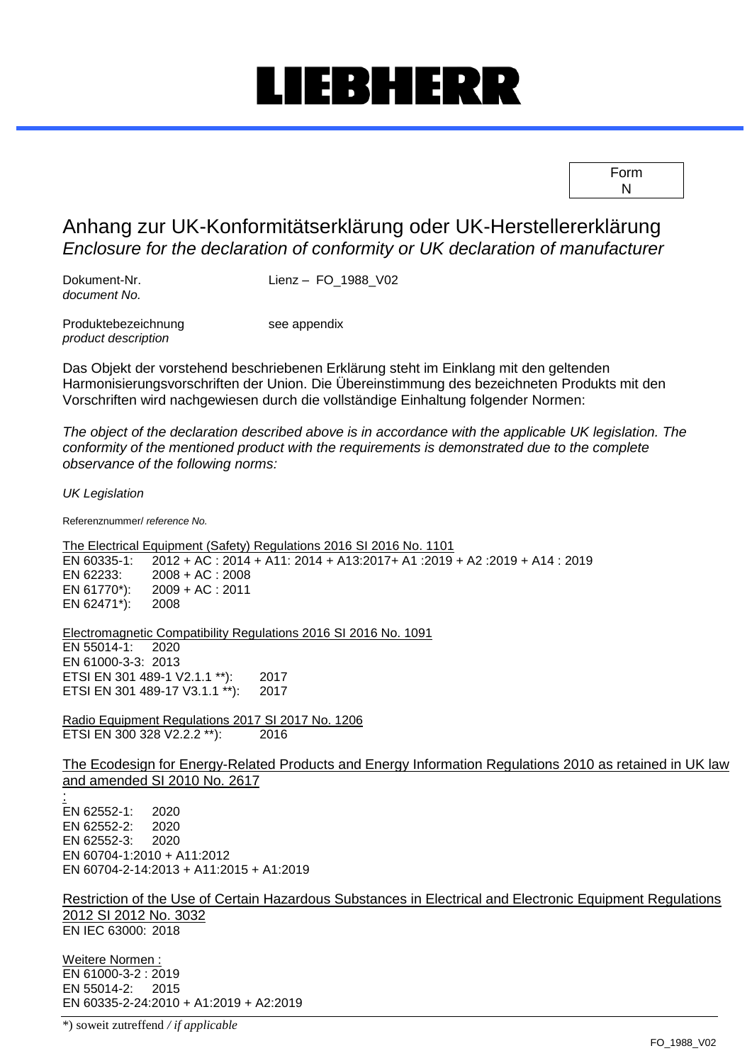# LIEBHERR

| Form N |
|---|

## Anhang zur UK-Konformitätserklärung oder UK-Herstellererklärung
*Enclosure for the declaration of conformity or UK declaration of manufacturer*

Dokument-Nr.
*document No.* Lienz – FO_1988_V02

Produktebezeichnung
*product description* see appendix

Das Objekt der vorstehend beschriebenen Erklärung steht im Einklang mit den geltenden Harmonisierungsvorschriften der Union. Die Übereinstimmung des bezeichneten Produkts mit den Vorschriften wird nachgewiesen durch die vollständige Einhaltung folgender Normen:

*The object of the declaration described above is in accordance with the applicable UK legislation. The conformity of the mentioned product with the requirements is demonstrated due to the complete observance of the following norms:*

*UK Legislation*

Referenznummer/ *reference No.*

The Electrical Equipment (Safety) Regulations 2016 SI 2016 No. 1101
EN 60335-1: 2012 + AC : 2014 + A11: 2014 + A13:2017+ A1 :2019 + A2 :2019 + A14 : 2019
EN 62233: 2008 + AC : 2008
EN 61770*): 2009 + AC : 2011
EN 62471*): 2008

Electromagnetic Compatibility Regulations 2016 SI 2016 No. 1091
EN 55014-1: 2020
EN 61000-3-3: 2013
ETSI EN 301 489-1 V2.1.1 **): 2017
ETSI EN 301 489-17 V3.1.1 **): 2017

Radio Equipment Regulations 2017 SI 2017 No. 1206
ETSI EN 300 328 V2.2.2 **): 2016

The Ecodesign for Energy-Related Products and Energy Information Regulations 2010 as retained in UK law and amended SI 2010 No. 2617
:
EN 62552-1: 2020
EN 62552-2: 2020
EN 62552-3: 2020
EN 60704-1:2010 + A11:2012
EN 60704-2-14:2013 + A11:2015 + A1:2019

Restriction of the Use of Certain Hazardous Substances in Electrical and Electronic Equipment Regulations 2012 SI 2012 No. 3032
EN IEC 63000: 2018

Weitere Normen :
EN 61000-3-2 : 2019
EN 55014-2: 2015
EN 60335-2-24:2010 + A1:2019 + A2:2019

*) soweit zutreffend / *if applicable*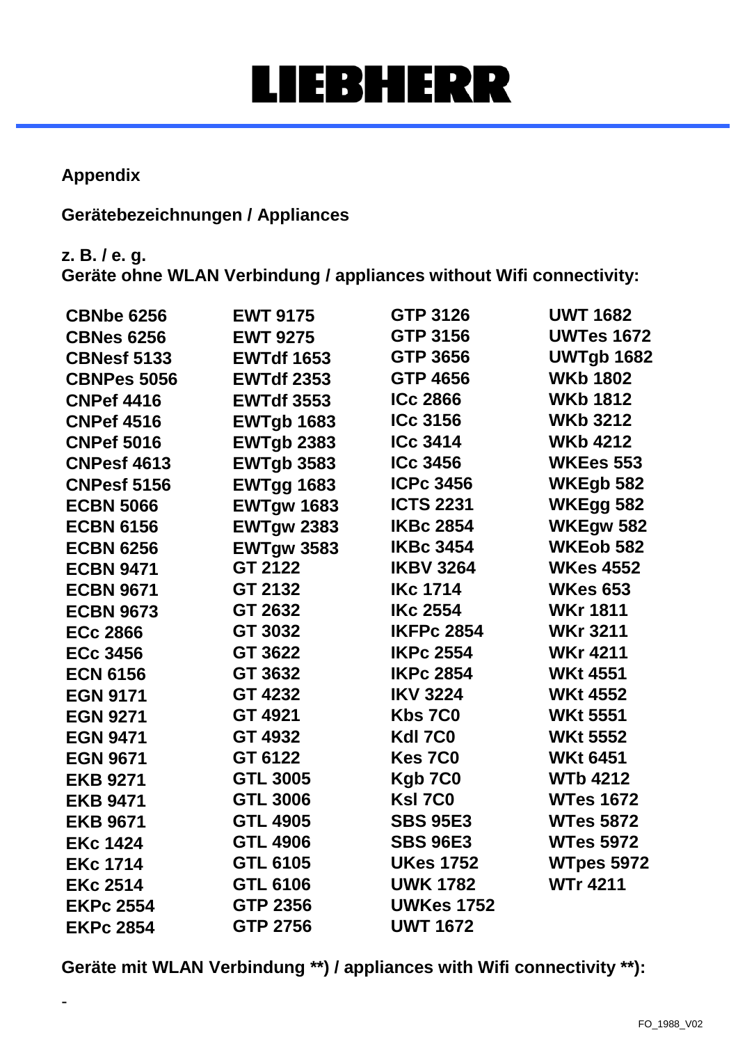# LIEBHERR

**Appendix**

**Gerätebezeichnungen / Appliances**

**z. B. / e. g.**
**Geräte ohne WLAN Verbindung / appliances without Wifi connectivity:**

| | | | |
|---|---|---|---|
| CBNbe 6256 | EWT 9175 | GTP 3126 | UWT 1682 |
| CBNes 6256 | EWT 9275 | GTP 3156 | UWTes 1672 |
| CBNesf 5133 | EWTdf 1653 | GTP 3656 | UWTgb 1682 |
| CBNPes 5056 | EWTdf 2353 | GTP 4656 | WKb 1802 |
| CNPef 4416 | EWTdf 3553 | ICc 2866 | WKb 1812 |
| CNPef 4516 | EWTgb 1683 | ICc 3156 | WKb 3212 |
| CNPef 5016 | EWTgb 2383 | ICc 3414 | WKb 4212 |
| CNPesf 4613 | EWTgb 3583 | ICc 3456 | WKEes 553 |
| CNPesf 5156 | EWTgg 1683 | ICPc 3456 | WKEgb 582 |
| ECBN 5066 | EWTgw 1683 | ICTS 2231 | WKEgg 582 |
| ECBN 6156 | EWTgw 2383 | IKBc 2854 | WKEgw 582 |
| ECBN 6256 | EWTgw 3583 | IKBc 3454 | WKEob 582 |
| ECBN 9471 | GT 2122 | IKBV 3264 | WKes 4552 |
| ECBN 9671 | GT 2132 | IKc 1714 | WKes 653 |
| ECBN 9673 | GT 2632 | IKc 2554 | WKr 1811 |
| ECc 2866 | GT 3032 | IKFPc 2854 | WKr 3211 |
| ECc 3456 | GT 3622 | IKPc 2554 | WKr 4211 |
| ECN 6156 | GT 3632 | IKPc 2854 | WKt 4551 |
| EGN 9171 | GT 4232 | IKV 3224 | WKt 4552 |
| EGN 9271 | GT 4921 | Kbs 7C0 | WKt 5551 |
| EGN 9471 | GT 4932 | Kdl 7C0 | WKt 5552 |
| EGN 9671 | GT 6122 | Kes 7C0 | WKt 6451 |
| EKB 9271 | GTL 3005 | Kgb 7C0 | WTb 4212 |
| EKB 9471 | GTL 3006 | Ksl 7C0 | WTes 1672 |
| EKB 9671 | GTL 4905 | SBS 95E3 | WTes 5872 |
| EKc 1424 | GTL 4906 | SBS 96E3 | WTes 5972 |
| EKc 1714 | GTL 6105 | UKes 1752 | WTpes 5972 |
| EKc 2514 | GTL 6106 | UWK 1782 | WTr 4211 |
| EKPc 2554 | GTP 2356 | UWKes 1752 | |
| EKPc 2854 | GTP 2756 | UWT 1672 | |

**Geräte mit WLAN Verbindung **) / appliances with Wifi connectivity **):**

-

FO_1988_V02